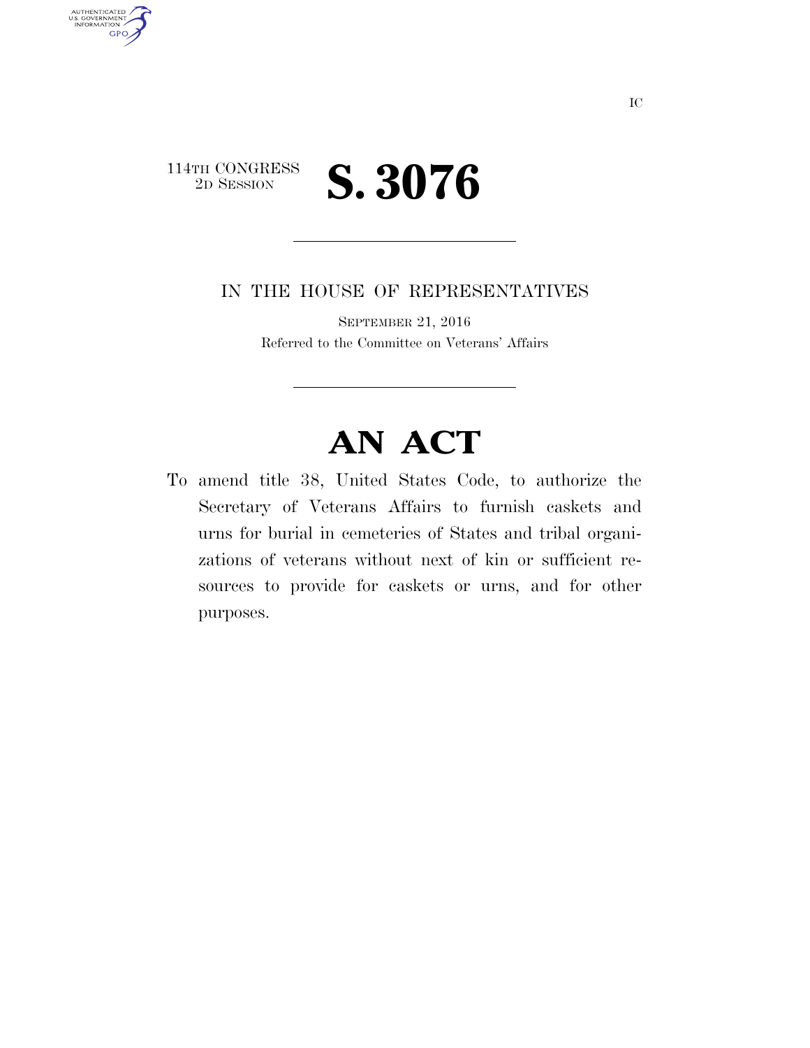IC

114TH CONGRESS
2D SESSION

# S. 3076

IN THE HOUSE OF REPRESENTATIVES

SEPTEMBER 21, 2016

Referred to the Committee on Veterans' Affairs

# AN ACT

To amend title 38, United States Code, to authorize the Secretary of Veterans Affairs to furnish caskets and urns for burial in cemeteries of States and tribal organizations of veterans without next of kin or sufficient resources to provide for caskets or urns, and for other purposes.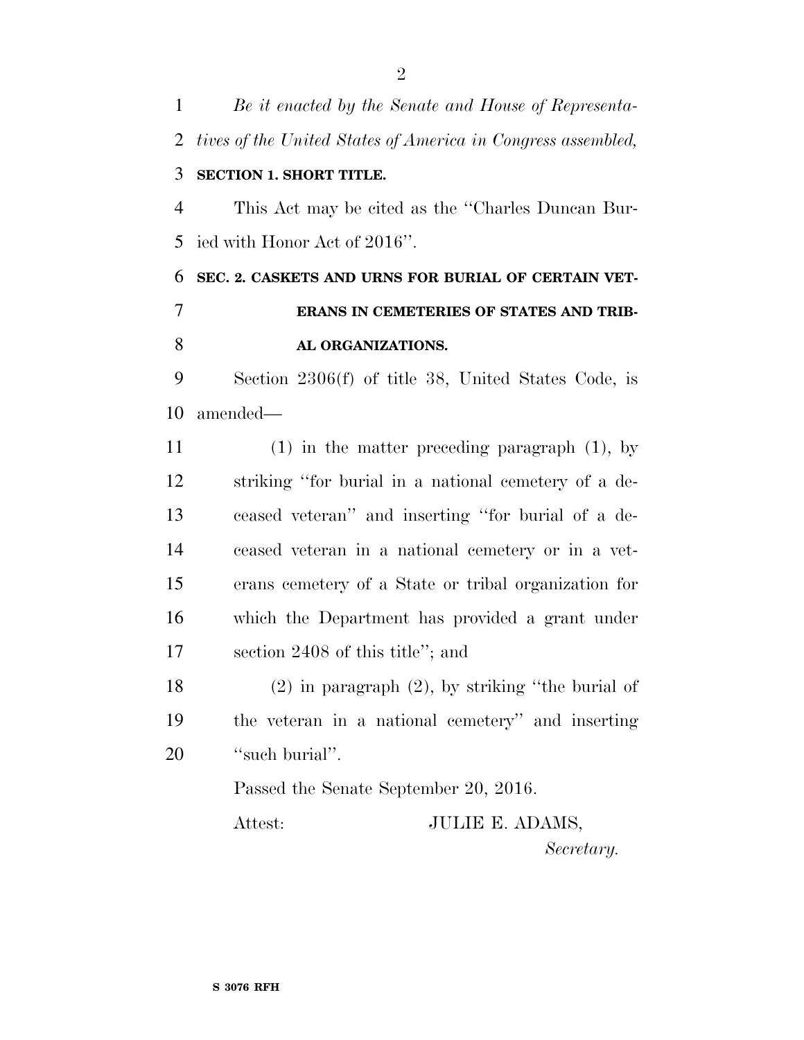*Be it enacted by the Senate and House of Representatives of the United States of America in Congress assembled,*

**SECTION 1. SHORT TITLE.**

This Act may be cited as the ''Charles Duncan Buried with Honor Act of 2016''.

**SEC. 2. CASKETS AND URNS FOR BURIAL OF CERTAIN VETERANS IN CEMETERIES OF STATES AND TRIBAL ORGANIZATIONS.**

Section 2306(f) of title 38, United States Code, is amended—

(1) in the matter preceding paragraph (1), by striking ''for burial in a national cemetery of a deceased veteran'' and inserting ''for burial of a deceased veteran in a national cemetery or in a veterans cemetery of a State or tribal organization for which the Department has provided a grant under section 2408 of this title''; and

(2) in paragraph (2), by striking ''the burial of the veteran in a national cemetery'' and inserting ''such burial''.

Passed the Senate September 20, 2016.

Attest: JULIE E. ADAMS,

*Secretary.*

S 3076 RFH